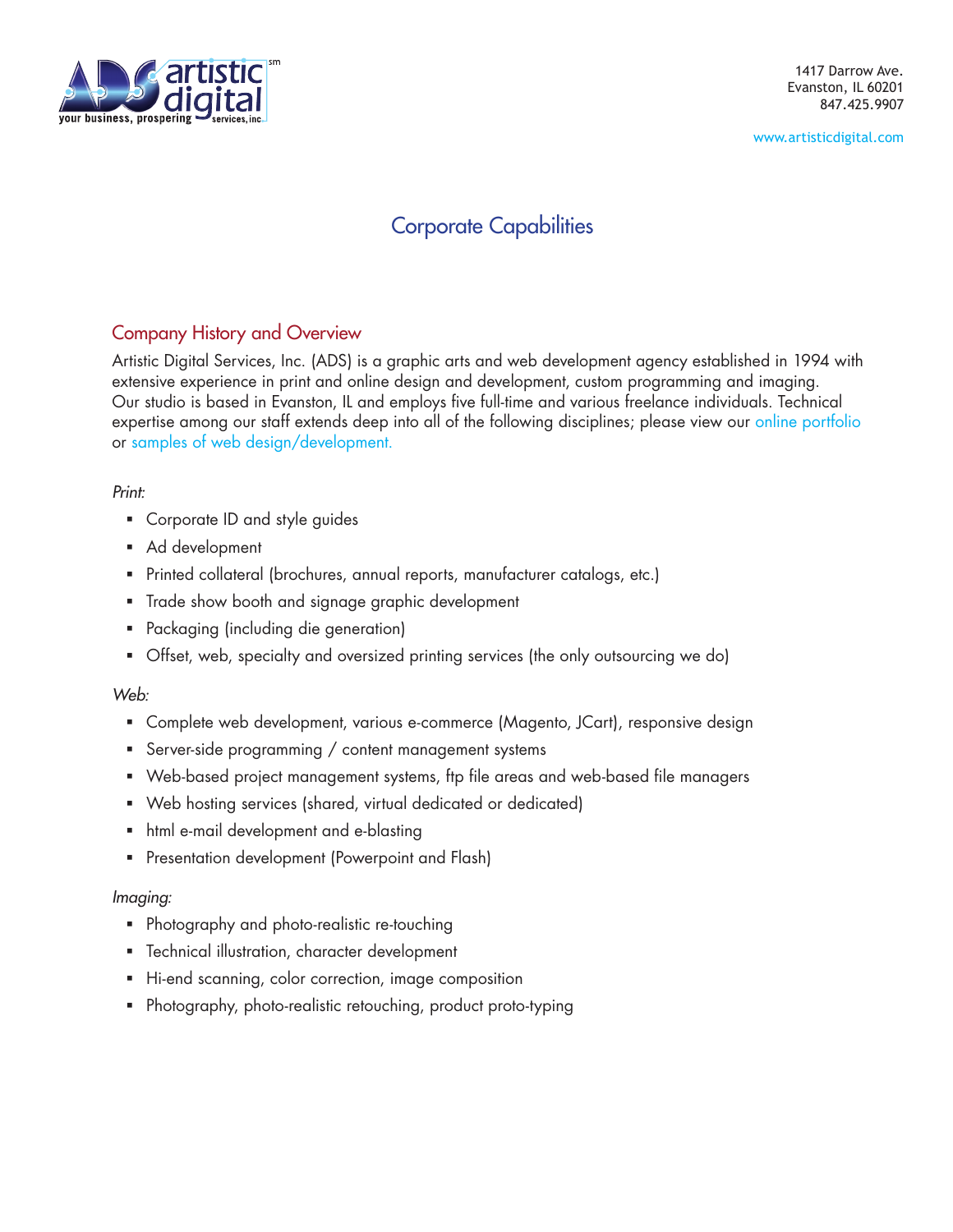artistic digital services, inc. — your business, prospering

1417 Darrow Ave.
Evanston, IL 60201
847.425.9907

www.artisticdigital.com

# Corporate Capabilities

## Company History and Overview

Artistic Digital Services, Inc. (ADS) is a graphic arts and web development agency established in 1994 with extensive experience in print and online design and development, custom programming and imaging. Our studio is based in Evanston, IL and employs five full-time and various freelance individuals. Technical expertise among our staff extends deep into all of the following disciplines; please view our online portfolio or samples of web design/development.

*Print:*

- Corporate ID and style guides
- Ad development
- Printed collateral (brochures, annual reports, manufacturer catalogs, etc.)
- Trade show booth and signage graphic development
- Packaging (including die generation)
- Offset, web, specialty and oversized printing services (the only outsourcing we do)

*Web:*

- Complete web development, various e-commerce (Magento, JCart), responsive design
- Server-side programming / content management systems
- Web-based project management systems, ftp file areas and web-based file managers
- Web hosting services (shared, virtual dedicated or dedicated)
- html e-mail development and e-blasting
- Presentation development (Powerpoint and Flash)

*Imaging:*

- Photography and photo-realistic re-touching
- Technical illustration, character development
- Hi-end scanning, color correction, image composition
- Photography, photo-realistic retouching, product proto-typing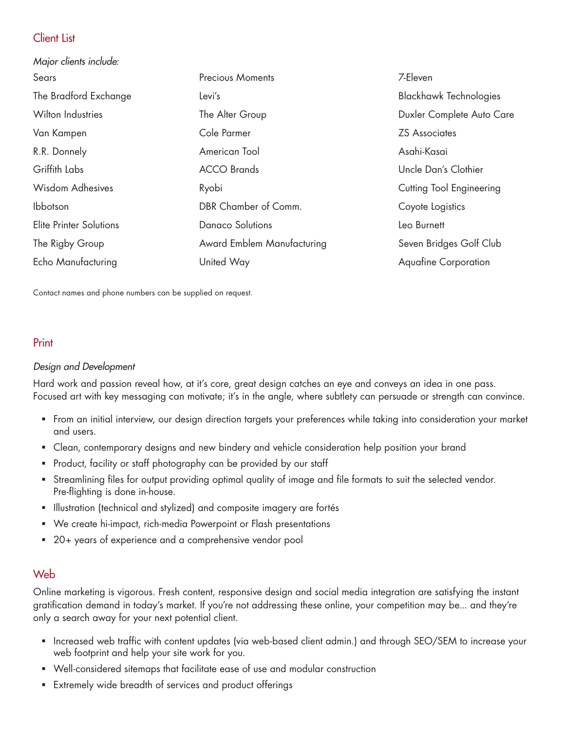## Client List

*Major clients include:*

| | | |
|---|---|---|
| Sears | Precious Moments | 7-Eleven |
| The Bradford Exchange | Levi's | Blackhawk Technologies |
| Wilton Industries | The Alter Group | Duxler Complete Auto Care |
| Van Kampen | Cole Parmer | ZS Associates |
| R.R. Donnely | American Tool | Asahi-Kasai |
| Griffith Labs | ACCO Brands | Uncle Dan's Clothier |
| Wisdom Adhesives | Ryobi | Cutting Tool Engineering |
| Ibbotson | DBR Chamber of Comm. | Coyote Logistics |
| Elite Printer Solutions | Danaco Solutions | Leo Burnett |
| The Rigby Group | Award Emblem Manufacturing | Seven Bridges Golf Club |
| Echo Manufacturing | United Way | Aquafine Corporation |

Contact names and phone numbers can be supplied on request.

## Print

*Design and Development*

Hard work and passion reveal how, at it's core, great design catches an eye and conveys an idea in one pass. Focused art with key messaging can motivate; it's in the angle, where subtlety can persuade or strength can convince.

- From an initial interview, our design direction targets your preferences while taking into consideration your market and users.
- Clean, contemporary designs and new bindery and vehicle consideration help position your brand
- Product, facility or staff photography can be provided by our staff
- Streamlining files for output providing optimal quality of image and file formats to suit the selected vendor. Pre-flighting is done in-house.
- Illustration (technical and stylized) and composite imagery are fortés
- We create hi-impact, rich-media Powerpoint or Flash presentations
- 20+ years of experience and a comprehensive vendor pool

## Web

Online marketing is vigorous. Fresh content, responsive design and social media integration are satisfying the instant gratification demand in today's market. If you're not addressing these online, your competition may be... and they're only a search away for your next potential client.

- Increased web traffic with content updates (via web-based client admin.) and through SEO/SEM to increase your web footprint and help your site work for you.
- Well-considered sitemaps that facilitate ease of use and modular construction
- Extremely wide breadth of services and product offerings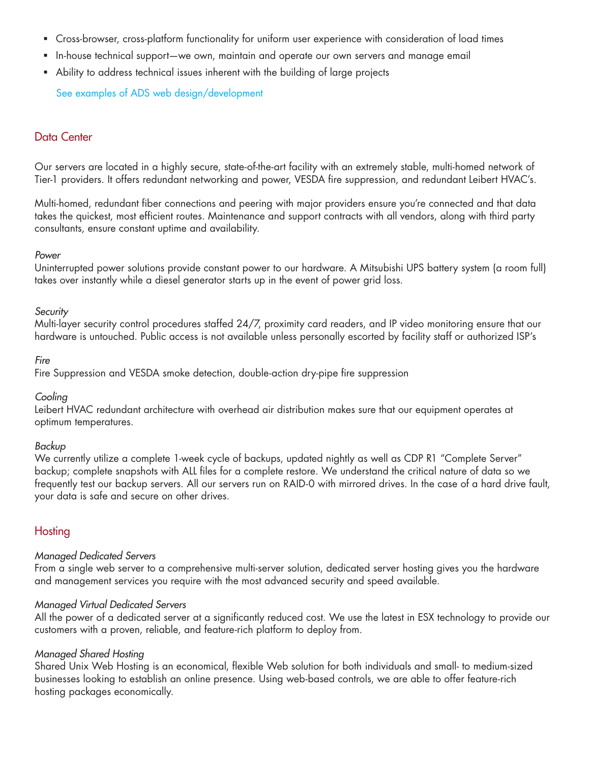- Cross-browser, cross-platform functionality for uniform user experience with consideration of load times
- In-house technical support—we own, maintain and operate our own servers and manage email
- Ability to address technical issues inherent with the building of large projects

See examples of ADS web design/development

## Data Center

Our servers are located in a highly secure, state-of-the-art facility with an extremely stable, multi-homed network of Tier-1 providers. It offers redundant networking and power, VESDA fire suppression, and redundant Leibert HVAC's.

Multi-homed, redundant fiber connections and peering with major providers ensure you're connected and that data takes the quickest, most efficient routes. Maintenance and support contracts with all vendors, along with third party consultants, ensure constant uptime and availability.

*Power*
Uninterrupted power solutions provide constant power to our hardware. A Mitsubishi UPS battery system (a room full) takes over instantly while a diesel generator starts up in the event of power grid loss.

*Security*
Multi-layer security control procedures staffed 24/7, proximity card readers, and IP video monitoring ensure that our hardware is untouched. Public access is not available unless personally escorted by facility staff or authorized ISP's

*Fire*
Fire Suppression and VESDA smoke detection, double-action dry-pipe fire suppression

*Cooling*
Leibert HVAC redundant architecture with overhead air distribution makes sure that our equipment operates at optimum temperatures.

*Backup*
We currently utilize a complete 1-week cycle of backups, updated nightly as well as CDP R1 "Complete Server" backup; complete snapshots with ALL files for a complete restore. We understand the critical nature of data so we frequently test our backup servers. All our servers run on RAID-0 with mirrored drives. In the case of a hard drive fault, your data is safe and secure on other drives.

## Hosting

*Managed Dedicated Servers*
From a single web server to a comprehensive multi-server solution, dedicated server hosting gives you the hardware and management services you require with the most advanced security and speed available.

*Managed Virtual Dedicated Servers*
All the power of a dedicated server at a significantly reduced cost. We use the latest in ESX technology to provide our customers with a proven, reliable, and feature-rich platform to deploy from.

*Managed Shared Hosting*
Shared Unix Web Hosting is an economical, flexible Web solution for both individuals and small- to medium-sized businesses looking to establish an online presence. Using web-based controls, we are able to offer feature-rich hosting packages economically.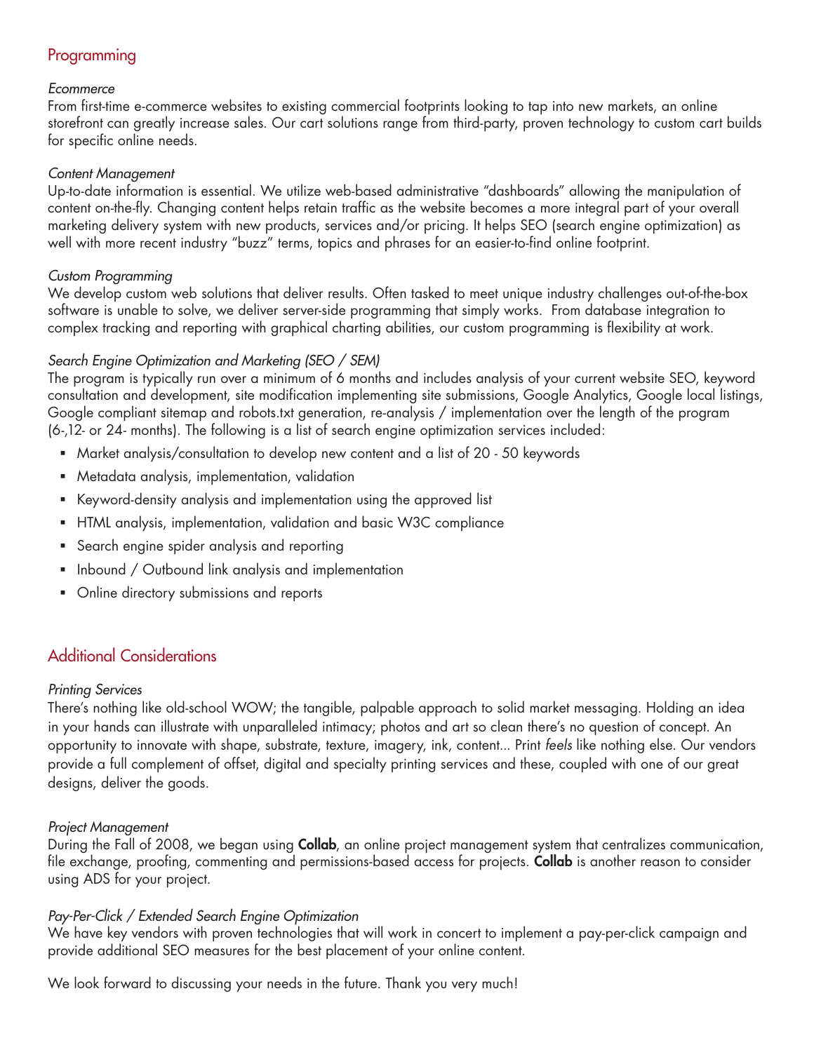## Programming

*Ecommerce*

From first-time e-commerce websites to existing commercial footprints looking to tap into new markets, an online storefront can greatly increase sales. Our cart solutions range from third-party, proven technology to custom cart builds for specific online needs.

*Content Management*

Up-to-date information is essential. We utilize web-based administrative "dashboards" allowing the manipulation of content on-the-fly. Changing content helps retain traffic as the website becomes a more integral part of your overall marketing delivery system with new products, services and/or pricing. It helps SEO (search engine optimization) as well with more recent industry "buzz" terms, topics and phrases for an easier-to-find online footprint.

*Custom Programming*

We develop custom web solutions that deliver results. Often tasked to meet unique industry challenges out-of-the-box software is unable to solve, we deliver server-side programming that simply works. From database integration to complex tracking and reporting with graphical charting abilities, our custom programming is flexibility at work.

*Search Engine Optimization and Marketing (SEO / SEM)*

The program is typically run over a minimum of 6 months and includes analysis of your current website SEO, keyword consultation and development, site modification implementing site submissions, Google Analytics, Google local listings, Google compliant sitemap and robots.txt generation, re-analysis / implementation over the length of the program (6-,12- or 24- months). The following is a list of search engine optimization services included:

- Market analysis/consultation to develop new content and a list of 20 - 50 keywords
- Metadata analysis, implementation, validation
- Keyword-density analysis and implementation using the approved list
- HTML analysis, implementation, validation and basic W3C compliance
- Search engine spider analysis and reporting
- Inbound / Outbound link analysis and implementation
- Online directory submissions and reports

## Additional Considerations

*Printing Services*

There's nothing like old-school WOW; the tangible, palpable approach to solid market messaging. Holding an idea in your hands can illustrate with unparalleled intimacy; photos and art so clean there's no question of concept. An opportunity to innovate with shape, substrate, texture, imagery, ink, content... Print *feels* like nothing else. Our vendors provide a full complement of offset, digital and specialty printing services and these, coupled with one of our great designs, deliver the goods.

*Project Management*

During the Fall of 2008, we began using **Collab**, an online project management system that centralizes communication, file exchange, proofing, commenting and permissions-based access for projects. **Collab** is another reason to consider using ADS for your project.

*Pay-Per-Click / Extended Search Engine Optimization*

We have key vendors with proven technologies that will work in concert to implement a pay-per-click campaign and provide additional SEO measures for the best placement of your online content.

We look forward to discussing your needs in the future. Thank you very much!